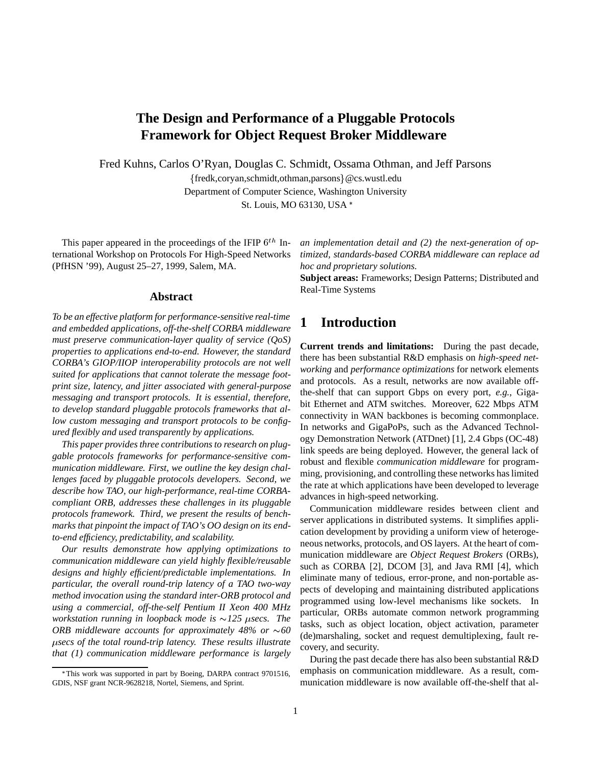# The Design and Performance of a Pluggable Protocols Framework for Object Request Broker Middleware

Fred Kuhns, Carlos O'Ryan, Douglas C. Schmidt, Ossama Othman, and Jeff Parsons

{fredk,coryan,schmidt,othman,parsons}@cs.wustl.edu
Department of Computer Science, Washington University
St. Louis, MO 63130, USA *

This paper appeared in the proceedings of the IFIP $6^{th}$ International Workshop on Protocols For High-Speed Networks (PfHSN '99), August 25–27, 1999, Salem, MA.

## Abstract

*To be an effective platform for performance-sensitive real-time and embedded applications, off-the-shelf CORBA middleware must preserve communication-layer quality of service (QoS) properties to applications end-to-end. However, the standard CORBA's GIOP/IIOP interoperability protocols are not well suited for applications that cannot tolerate the message footprint size, latency, and jitter associated with general-purpose messaging and transport protocols. It is essential, therefore, to develop standard pluggable protocols frameworks that allow custom messaging and transport protocols to be configured flexibly and used transparently by applications.*

*This paper provides three contributions to research on pluggable protocols frameworks for performance-sensitive communication middleware. First, we outline the key design challenges faced by pluggable protocols developers. Second, we describe how TAO, our high-performance, real-time CORBA-compliant ORB, addresses these challenges in its pluggable protocols framework. Third, we present the results of benchmarks that pinpoint the impact of TAO's OO design on its end-to-end efficiency, predictability, and scalability.*

*Our results demonstrate how applying optimizations to communication middleware can yield highly flexible/reusable designs and highly efficient/predictable implementations. In particular, the overall round-trip latency of a TAO two-way method invocation using the standard inter-ORB protocol and using a commercial, off-the-self Pentium II Xeon 400 MHz workstation running in loopback mode is ~125 $\mu$secs. The ORB middleware accounts for approximately 48% or ~60 $\mu$secs of the total round-trip latency. These results illustrate that (1) communication middleware performance is largely an implementation detail and (2) the next-generation of optimized, standards-based CORBA middleware can replace ad hoc and proprietary solutions.*

**Subject areas:** Frameworks; Design Patterns; Distributed and Real-Time Systems

## 1 Introduction

**Current trends and limitations:** During the past decade, there has been substantial R&D emphasis on *high-speed networking* and *performance optimizations* for network elements and protocols. As a result, networks are now available off-the-shelf that can support Gbps on every port, *e.g.,* Gigabit Ethernet and ATM switches. Moreover, 622 Mbps ATM connectivity in WAN backbones is becoming commonplace. In networks and GigaPoPs, such as the Advanced Technology Demonstration Network (ATDnet) [1], 2.4 Gbps (OC-48) link speeds are being deployed. However, the general lack of robust and flexible *communication middleware* for programming, provisioning, and controlling these networks has limited the rate at which applications have been developed to leverage advances in high-speed networking.

Communication middleware resides between client and server applications in distributed systems. It simplifies application development by providing a uniform view of heterogeneous networks, protocols, and OS layers. At the heart of communication middleware are *Object Request Brokers* (ORBs), such as CORBA [2], DCOM [3], and Java RMI [4], which eliminate many of tedious, error-prone, and non-portable aspects of developing and maintaining distributed applications programmed using low-level mechanisms like sockets. In particular, ORBs automate common network programming tasks, such as object location, object activation, parameter (de)marshaling, socket and request demultiplexing, fault recovery, and security.

During the past decade there has also been substantial R&D emphasis on communication middleware. As a result, communication middleware is now available off-the-shelf that al-

*This work was supported in part by Boeing, DARPA contract 9701516, GDIS, NSF grant NCR-9628218, Nortel, Siemens, and Sprint.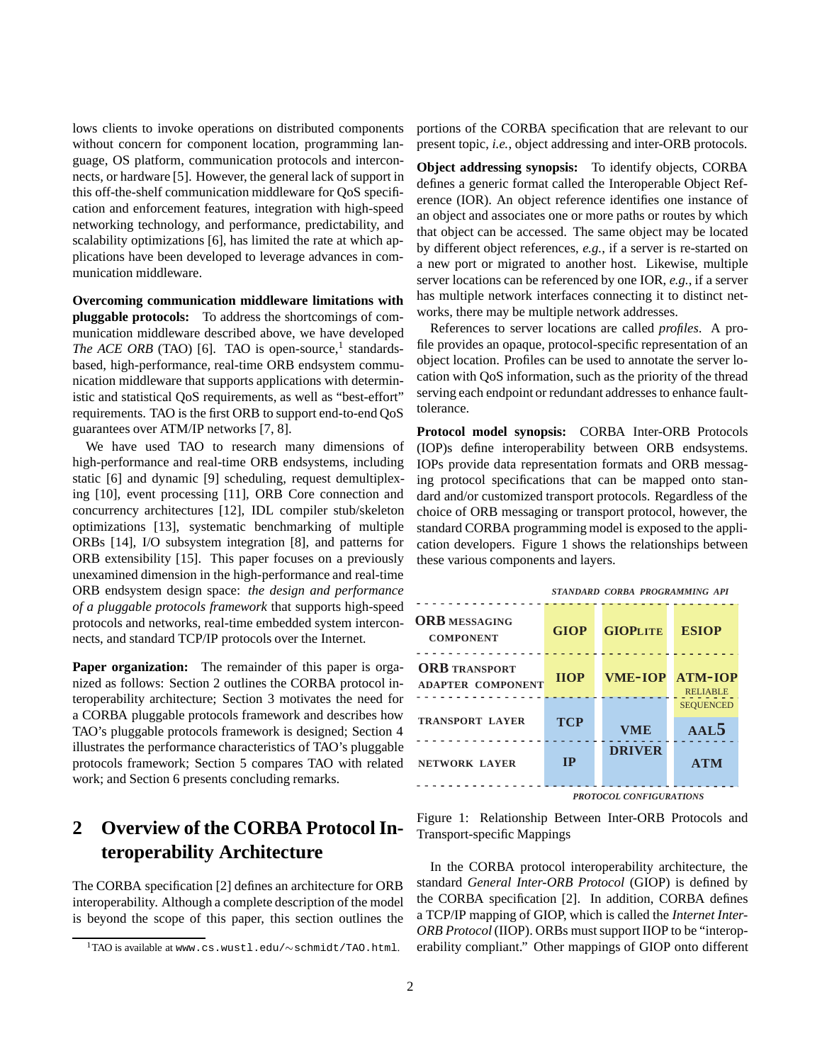lows clients to invoke operations on distributed components without concern for component location, programming language, OS platform, communication protocols and interconnects, or hardware [5]. However, the general lack of support in this off-the-shelf communication middleware for QoS specification and enforcement features, integration with high-speed networking technology, and performance, predictability, and scalability optimizations [6], has limited the rate at which applications have been developed to leverage advances in communication middleware.

**Overcoming communication middleware limitations with pluggable protocols:** To address the shortcomings of communication middleware described above, we have developed *The ACE ORB* (TAO) [6]. TAO is open-source,[1] standards-based, high-performance, real-time ORB endsystem communication middleware that supports applications with deterministic and statistical QoS requirements, as well as "best-effort" requirements. TAO is the first ORB to support end-to-end QoS guarantees over ATM/IP networks [7, 8].

We have used TAO to research many dimensions of high-performance and real-time ORB endsystems, including static [6] and dynamic [9] scheduling, request demultiplexing [10], event processing [11], ORB Core connection and concurrency architectures [12], IDL compiler stub/skeleton optimizations [13], systematic benchmarking of multiple ORBs [14], I/O subsystem integration [8], and patterns for ORB extensibility [15]. This paper focuses on a previously unexamined dimension in the high-performance and real-time ORB endsystem design space: *the design and performance of a pluggable protocols framework* that supports high-speed protocols and networks, real-time embedded system interconnects, and standard TCP/IP protocols over the Internet.

**Paper organization:** The remainder of this paper is organized as follows: Section 2 outlines the CORBA protocol interoperability architecture; Section 3 motivates the need for a CORBA pluggable protocols framework and describes how TAO's pluggable protocols framework is designed; Section 4 illustrates the performance characteristics of TAO's pluggable protocols framework; Section 5 compares TAO with related work; and Section 6 presents concluding remarks.

## 2 Overview of the CORBA Protocol Interoperability Architecture

The CORBA specification [2] defines an architecture for ORB interoperability. Although a complete description of the model is beyond the scope of this paper, this section outlines the portions of the CORBA specification that are relevant to our present topic, *i.e.*, object addressing and inter-ORB protocols.

**Object addressing synopsis:** To identify objects, CORBA defines a generic format called the Interoperable Object Reference (IOR). An object reference identifies one instance of an object and associates one or more paths or routes by which that object can be accessed. The same object may be located by different object references, *e.g.*, if a server is re-started on a new port or migrated to another host. Likewise, multiple server locations can be referenced by one IOR, *e.g.*, if a server has multiple network interfaces connecting it to distinct networks, there may be multiple network addresses.

References to server locations are called *profiles*. A profile provides an opaque, protocol-specific representation of an object location. Profiles can be used to annotate the server location with QoS information, such as the priority of the thread serving each endpoint or redundant addresses to enhance fault-tolerance.

**Protocol model synopsis:** CORBA Inter-ORB Protocols (IOP)s define interoperability between ORB endsystems. IOPs provide data representation formats and ORB messaging protocol specifications that can be mapped onto standard and/or customized transport protocols. Regardless of the choice of ORB messaging or transport protocol, however, the standard CORBA programming model is exposed to the application developers. Figure 1 shows the relationships between these various components and layers.

*STANDARD CORBA PROGRAMMING API*

| | | | |
|---|---|---|---|
| ORB MESSAGING COMPONENT | GIOP | GIOPLITE | ESIOP |
| ORB TRANSPORT ADAPTER COMPONENT | IIOP | VME-IOP | ATM-IOP |
| TRANSPORT LAYER | TCP | VME DRIVER | RELIABLE SEQUENCED AAL5 |
| NETWORK LAYER | IP | VME DRIVER | ATM |

*PROTOCOL CONFIGURATIONS*

Figure 1: Relationship Between Inter-ORB Protocols and Transport-specific Mappings

In the CORBA protocol interoperability architecture, the standard *General Inter-ORB Protocol* (GIOP) is defined by the CORBA specification [2]. In addition, CORBA defines a TCP/IP mapping of GIOP, which is called the *Internet Inter-ORB Protocol* (IIOP). ORBs must support IIOP to be "interoperability compliant." Other mappings of GIOP onto different

[1] TAO is available at www.cs.wustl.edu/∼schmidt/TAO.html.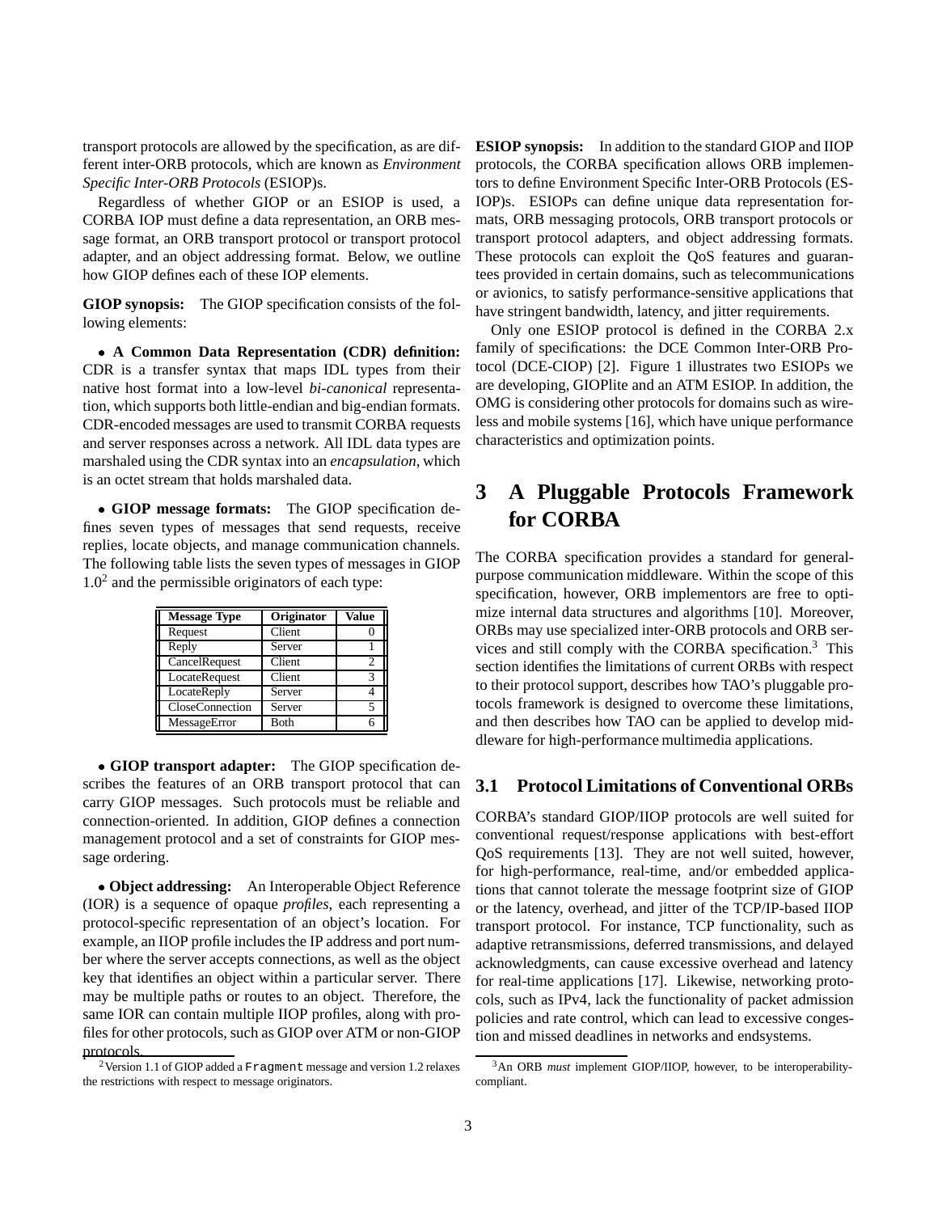transport protocols are allowed by the specification, as are different inter-ORB protocols, which are known as *Environment Specific Inter-ORB Protocols* (ESIOP)s.

Regardless of whether GIOP or an ESIOP is used, a CORBA IOP must define a data representation, an ORB message format, an ORB transport protocol or transport protocol adapter, and an object addressing format. Below, we outline how GIOP defines each of these IOP elements.

**GIOP synopsis:** The GIOP specification consists of the following elements:

• **A Common Data Representation (CDR) definition:** CDR is a transfer syntax that maps IDL types from their native host format into a low-level *bi-canonical* representation, which supports both little-endian and big-endian formats. CDR-encoded messages are used to transmit CORBA requests and server responses across a network. All IDL data types are marshaled using the CDR syntax into an *encapsulation*, which is an octet stream that holds marshaled data.

• **GIOP message formats:** The GIOP specification defines seven types of messages that send requests, receive replies, locate objects, and manage communication channels. The following table lists the seven types of messages in GIOP 1.0[2] and the permissible originators of each type:

| Message Type | Originator | Value |
|---|---|---|
| Request | Client | 0 |
| Reply | Server | 1 |
| CancelRequest | Client | 2 |
| LocateRequest | Client | 3 |
| LocateReply | Server | 4 |
| CloseConnection | Server | 5 |
| MessageError | Both | 6 |

• **GIOP transport adapter:** The GIOP specification describes the features of an ORB transport protocol that can carry GIOP messages. Such protocols must be reliable and connection-oriented. In addition, GIOP defines a connection management protocol and a set of constraints for GIOP message ordering.

• **Object addressing:** An Interoperable Object Reference (IOR) is a sequence of opaque *profiles*, each representing a protocol-specific representation of an object's location. For example, an IIOP profile includes the IP address and port number where the server accepts connections, as well as the object key that identifies an object within a particular server. There may be multiple paths or routes to an object. Therefore, the same IOR can contain multiple IIOP profiles, along with profiles for other protocols, such as GIOP over ATM or non-GIOP protocols.

[2] Version 1.1 of GIOP added a `Fragment` message and version 1.2 relaxes the restrictions with respect to message originators.

**ESIOP synopsis:** In addition to the standard GIOP and IIOP protocols, the CORBA specification allows ORB implementors to define Environment Specific Inter-ORB Protocols (ESIOP)s. ESIOPs can define unique data representation formats, ORB messaging protocols, ORB transport protocols or transport protocol adapters, and object addressing formats. These protocols can exploit the QoS features and guarantees provided in certain domains, such as telecommunications or avionics, to satisfy performance-sensitive applications that have stringent bandwidth, latency, and jitter requirements.

Only one ESIOP protocol is defined in the CORBA 2.x family of specifications: the DCE Common Inter-ORB Protocol (DCE-CIOP) [2]. Figure 1 illustrates two ESIOPs we are developing, GIOPlite and an ATM ESIOP. In addition, the OMG is considering other protocols for domains such as wireless and mobile systems [16], which have unique performance characteristics and optimization points.

# 3 A Pluggable Protocols Framework for CORBA

The CORBA specification provides a standard for general-purpose communication middleware. Within the scope of this specification, however, ORB implementors are free to optimize internal data structures and algorithms [10]. Moreover, ORBs may use specialized inter-ORB protocols and ORB services and still comply with the CORBA specification.[3] This section identifies the limitations of current ORBs with respect to their protocol support, describes how TAO's pluggable protocols framework is designed to overcome these limitations, and then describes how TAO can be applied to develop middleware for high-performance multimedia applications.

## 3.1 Protocol Limitations of Conventional ORBs

CORBA's standard GIOP/IIOP protocols are well suited for conventional request/response applications with best-effort QoS requirements [13]. They are not well suited, however, for high-performance, real-time, and/or embedded applications that cannot tolerate the message footprint size of GIOP or the latency, overhead, and jitter of the TCP/IP-based IIOP transport protocol. For instance, TCP functionality, such as adaptive retransmissions, deferred transmissions, and delayed acknowledgments, can cause excessive overhead and latency for real-time applications [17]. Likewise, networking protocols, such as IPv4, lack the functionality of packet admission policies and rate control, which can lead to excessive congestion and missed deadlines in networks and endsystems.

[3] An ORB *must* implement GIOP/IIOP, however, to be interoperability-compliant.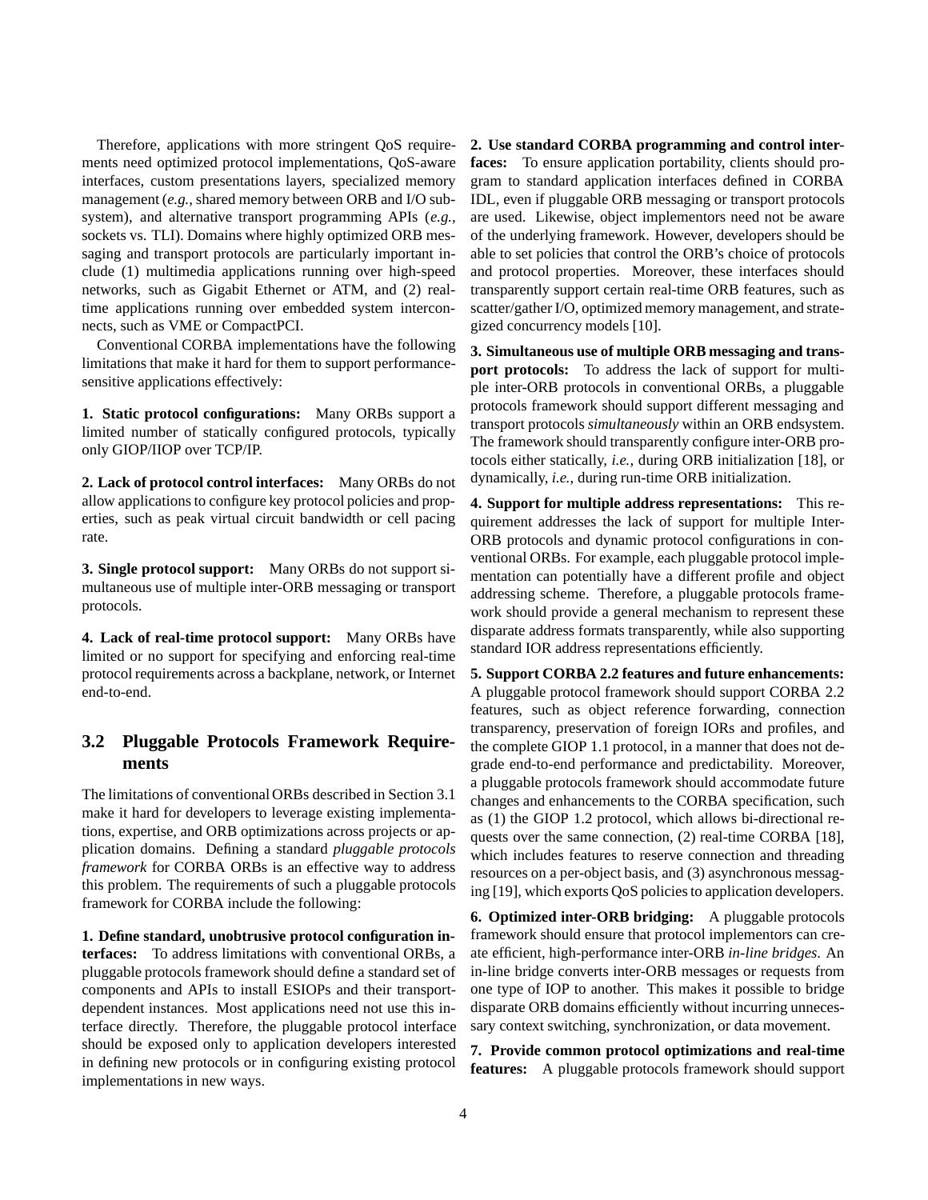Therefore, applications with more stringent QoS requirements need optimized protocol implementations, QoS-aware interfaces, custom presentations layers, specialized memory management (*e.g.*, shared memory between ORB and I/O subsystem), and alternative transport programming APIs (*e.g.*, sockets vs. TLI). Domains where highly optimized ORB messaging and transport protocols are particularly important include (1) multimedia applications running over high-speed networks, such as Gigabit Ethernet or ATM, and (2) real-time applications running over embedded system interconnects, such as VME or CompactPCI.

Conventional CORBA implementations have the following limitations that make it hard for them to support performance-sensitive applications effectively:

**1. Static protocol configurations:** Many ORBs support a limited number of statically configured protocols, typically only GIOP/IIOP over TCP/IP.

**2. Lack of protocol control interfaces:** Many ORBs do not allow applications to configure key protocol policies and properties, such as peak virtual circuit bandwidth or cell pacing rate.

**3. Single protocol support:** Many ORBs do not support simultaneous use of multiple inter-ORB messaging or transport protocols.

**4. Lack of real-time protocol support:** Many ORBs have limited or no support for specifying and enforcing real-time protocol requirements across a backplane, network, or Internet end-to-end.

## 3.2 Pluggable Protocols Framework Requirements

The limitations of conventional ORBs described in Section 3.1 make it hard for developers to leverage existing implementations, expertise, and ORB optimizations across projects or application domains. Defining a standard *pluggable protocols framework* for CORBA ORBs is an effective way to address this problem. The requirements of such a pluggable protocols framework for CORBA include the following:

**1. Define standard, unobtrusive protocol configuration interfaces:** To address limitations with conventional ORBs, a pluggable protocols framework should define a standard set of components and APIs to install ESIOPs and their transport-dependent instances. Most applications need not use this interface directly. Therefore, the pluggable protocol interface should be exposed only to application developers interested in defining new protocols or in configuring existing protocol implementations in new ways.

**2. Use standard CORBA programming and control interfaces:** To ensure application portability, clients should program to standard application interfaces defined in CORBA IDL, even if pluggable ORB messaging or transport protocols are used. Likewise, object implementors need not be aware of the underlying framework. However, developers should be able to set policies that control the ORB's choice of protocols and protocol properties. Moreover, these interfaces should transparently support certain real-time ORB features, such as scatter/gather I/O, optimized memory management, and strategized concurrency models [10].

**3. Simultaneous use of multiple ORB messaging and transport protocols:** To address the lack of support for multiple inter-ORB protocols in conventional ORBs, a pluggable protocols framework should support different messaging and transport protocols *simultaneously* within an ORB endsystem. The framework should transparently configure inter-ORB protocols either statically, *i.e.*, during ORB initialization [18], or dynamically, *i.e.*, during run-time ORB initialization.

**4. Support for multiple address representations:** This requirement addresses the lack of support for multiple Inter-ORB protocols and dynamic protocol configurations in conventional ORBs. For example, each pluggable protocol implementation can potentially have a different profile and object addressing scheme. Therefore, a pluggable protocols framework should provide a general mechanism to represent these disparate address formats transparently, while also supporting standard IOR address representations efficiently.

**5. Support CORBA 2.2 features and future enhancements:** A pluggable protocol framework should support CORBA 2.2 features, such as object reference forwarding, connection transparency, preservation of foreign IORs and profiles, and the complete GIOP 1.1 protocol, in a manner that does not degrade end-to-end performance and predictability. Moreover, a pluggable protocols framework should accommodate future changes and enhancements to the CORBA specification, such as (1) the GIOP 1.2 protocol, which allows bi-directional requests over the same connection, (2) real-time CORBA [18], which includes features to reserve connection and threading resources on a per-object basis, and (3) asynchronous messaging [19], which exports QoS policies to application developers.

**6. Optimized inter-ORB bridging:** A pluggable protocols framework should ensure that protocol implementors can create efficient, high-performance inter-ORB *in-line bridges*. An in-line bridge converts inter-ORB messages or requests from one type of IOP to another. This makes it possible to bridge disparate ORB domains efficiently without incurring unnecessary context switching, synchronization, or data movement.

**7. Provide common protocol optimizations and real-time features:** A pluggable protocols framework should support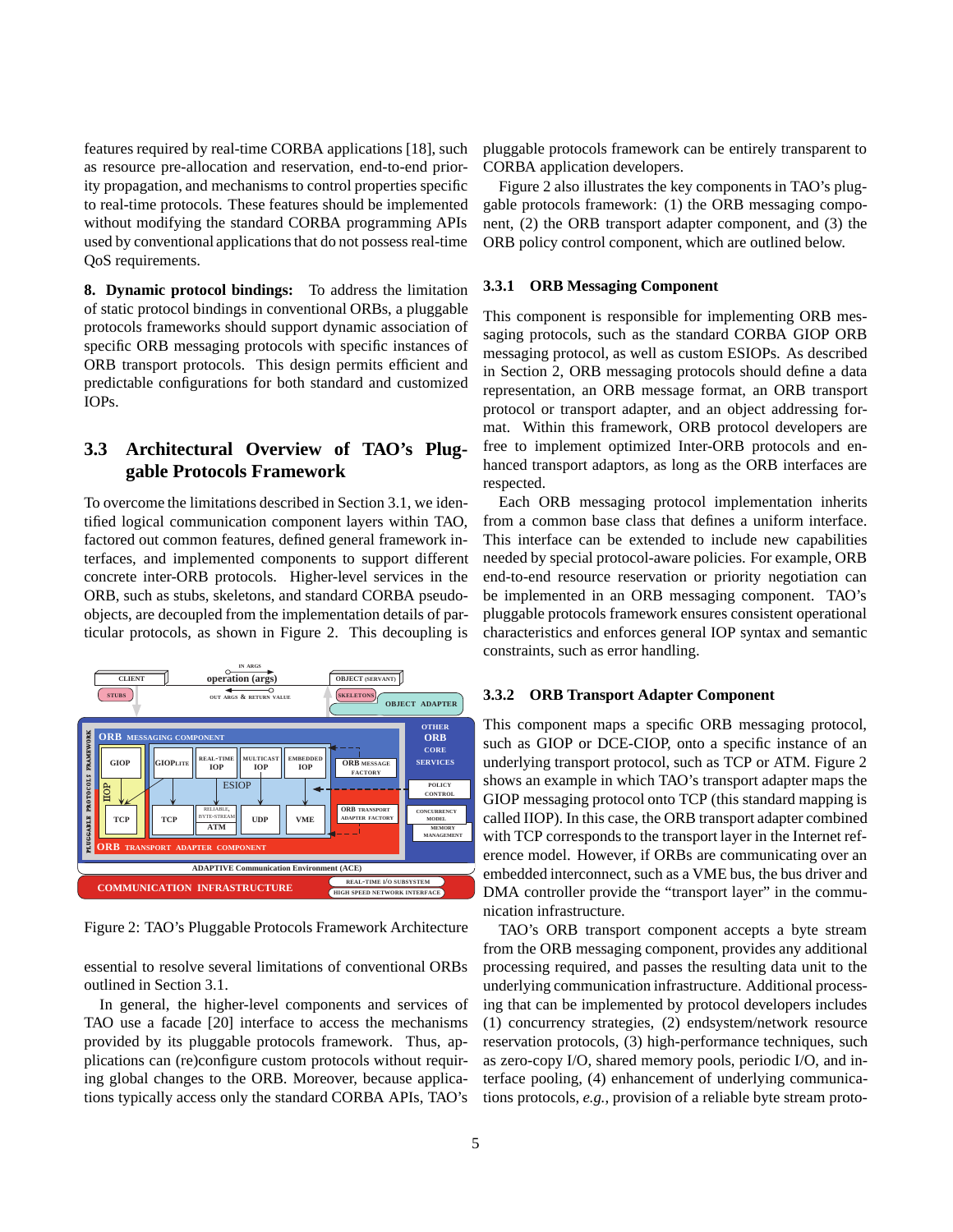features required by real-time CORBA applications [18], such as resource pre-allocation and reservation, end-to-end priority propagation, and mechanisms to control properties specific to real-time protocols. These features should be implemented without modifying the standard CORBA programming APIs used by conventional applications that do not possess real-time QoS requirements.

**8. Dynamic protocol bindings:** To address the limitation of static protocol bindings in conventional ORBs, a pluggable protocols frameworks should support dynamic association of specific ORB messaging protocols with specific instances of ORB transport protocols. This design permits efficient and predictable configurations for both standard and customized IOPs.

## 3.3 Architectural Overview of TAO's Pluggable Protocols Framework

To overcome the limitations described in Section 3.1, we identified logical communication component layers within TAO, factored out common features, defined general framework interfaces, and implemented components to support different concrete inter-ORB protocols. Higher-level services in the ORB, such as stubs, skeletons, and standard CORBA pseudo-objects, are decoupled from the implementation details of particular protocols, as shown in Figure 2. This decoupling is essential to resolve several limitations of conventional ORBs outlined in Section 3.1.

Figure 2: TAO's Pluggable Protocols Framework Architecture

In general, the higher-level components and services of TAO use a facade [20] interface to access the mechanisms provided by its pluggable protocols framework. Thus, applications can (re)configure custom protocols without requiring global changes to the ORB. Moreover, because applications typically access only the standard CORBA APIs, TAO's pluggable protocols framework can be entirely transparent to CORBA application developers.

Figure 2 also illustrates the key components in TAO's pluggable protocols framework: (1) the ORB messaging component, (2) the ORB transport adapter component, and (3) the ORB policy control component, which are outlined below.

### 3.3.1 ORB Messaging Component

This component is responsible for implementing ORB messaging protocols, such as the standard CORBA GIOP ORB messaging protocol, as well as custom ESIOPs. As described in Section 2, ORB messaging protocols should define a data representation, an ORB message format, an ORB transport protocol or transport adapter, and an object addressing format. Within this framework, ORB protocol developers are free to implement optimized Inter-ORB protocols and enhanced transport adaptors, as long as the ORB interfaces are respected.

Each ORB messaging protocol implementation inherits from a common base class that defines a uniform interface. This interface can be extended to include new capabilities needed by special protocol-aware policies. For example, ORB end-to-end resource reservation or priority negotiation can be implemented in an ORB messaging component. TAO's pluggable protocols framework ensures consistent operational characteristics and enforces general IOP syntax and semantic constraints, such as error handling.

### 3.3.2 ORB Transport Adapter Component

This component maps a specific ORB messaging protocol, such as GIOP or DCE-CIOP, onto a specific instance of an underlying transport protocol, such as TCP or ATM. Figure 2 shows an example in which TAO's transport adapter maps the GIOP messaging protocol onto TCP (this standard mapping is called IIOP). In this case, the ORB transport adapter combined with TCP corresponds to the transport layer in the Internet reference model. However, if ORBs are communicating over an embedded interconnect, such as a VME bus, the bus driver and DMA controller provide the "transport layer" in the communication infrastructure.

TAO's ORB transport component accepts a byte stream from the ORB messaging component, provides any additional processing required, and passes the resulting data unit to the underlying communication infrastructure. Additional processing that can be implemented by protocol developers includes (1) concurrency strategies, (2) endsystem/network resource reservation protocols, (3) high-performance techniques, such as zero-copy I/O, shared memory pools, periodic I/O, and interface pooling, (4) enhancement of underlying communications protocols, *e.g.*, provision of a reliable byte stream proto-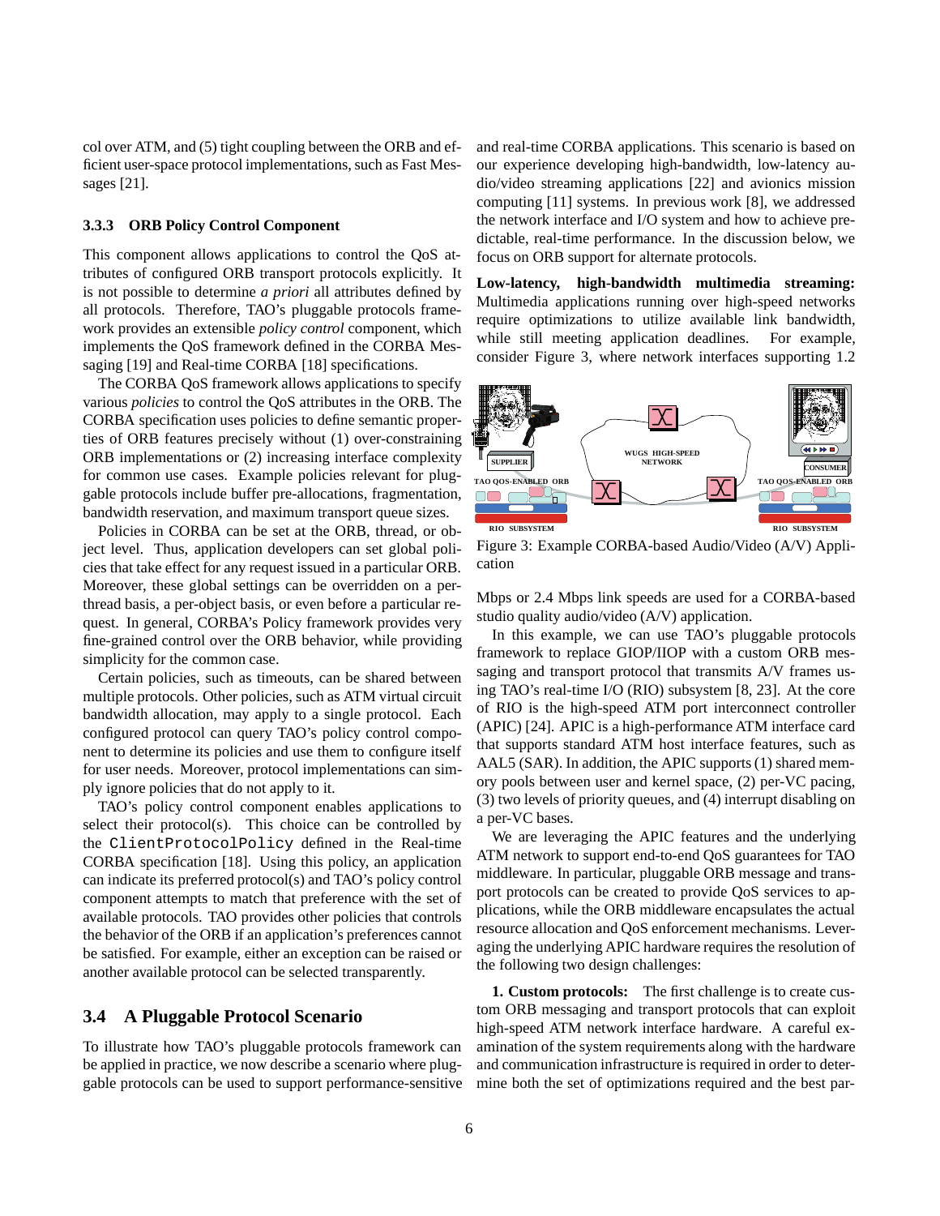col over ATM, and (5) tight coupling between the ORB and efficient user-space protocol implementations, such as Fast Messages [21].

### 3.3.3 ORB Policy Control Component

This component allows applications to control the QoS attributes of configured ORB transport protocols explicitly. It is not possible to determine *a priori* all attributes defined by all protocols. Therefore, TAO's pluggable protocols framework provides an extensible *policy control* component, which implements the QoS framework defined in the CORBA Messaging [19] and Real-time CORBA [18] specifications.

The CORBA QoS framework allows applications to specify various *policies* to control the QoS attributes in the ORB. The CORBA specification uses policies to define semantic properties of ORB features precisely without (1) over-constraining ORB implementations or (2) increasing interface complexity for common use cases. Example policies relevant for pluggable protocols include buffer pre-allocations, fragmentation, bandwidth reservation, and maximum transport queue sizes.

Policies in CORBA can be set at the ORB, thread, or object level. Thus, application developers can set global policies that take effect for any request issued in a particular ORB. Moreover, these global settings can be overridden on a per-thread basis, a per-object basis, or even before a particular request. In general, CORBA's Policy framework provides very fine-grained control over the ORB behavior, while providing simplicity for the common case.

Certain policies, such as timeouts, can be shared between multiple protocols. Other policies, such as ATM virtual circuit bandwidth allocation, may apply to a single protocol. Each configured protocol can query TAO's policy control component to determine its policies and use them to configure itself for user needs. Moreover, protocol implementations can simply ignore policies that do not apply to it.

TAO's policy control component enables applications to select their protocol(s). This choice can be controlled by the `ClientProtocolPolicy` defined in the Real-time CORBA specification [18]. Using this policy, an application can indicate its preferred protocol(s) and TAO's policy control component attempts to match that preference with the set of available protocols. TAO provides other policies that controls the behavior of the ORB if an application's preferences cannot be satisfied. For example, either an exception can be raised or another available protocol can be selected transparently.

## 3.4 A Pluggable Protocol Scenario

To illustrate how TAO's pluggable protocols framework can be applied in practice, we now describe a scenario where pluggable protocols can be used to support performance-sensitive and real-time CORBA applications. This scenario is based on our experience developing high-bandwidth, low-latency audio/video streaming applications [22] and avionics mission computing [11] systems. In previous work [8], we addressed the network interface and I/O system and how to achieve predictable, real-time performance. In the discussion below, we focus on ORB support for alternate protocols.

**Low-latency, high-bandwidth multimedia streaming:** Multimedia applications running over high-speed networks require optimizations to utilize available link bandwidth, while still meeting application deadlines. For example, consider Figure 3, where network interfaces supporting 1.2 Mbps or 2.4 Mbps link speeds are used for a CORBA-based studio quality audio/video (A/V) application.

SUPPLIER
TAO QOS-ENABLED ORB
RIO SUBSYSTEM
WUGS HIGH-SPEED NETWORK
CONSUMER
TAO QOS-ENABLED ORB
RIO SUBSYSTEM

Figure 3: Example CORBA-based Audio/Video (A/V) Application

In this example, we can use TAO's pluggable protocols framework to replace GIOP/IIOP with a custom ORB messaging and transport protocol that transmits A/V frames using TAO's real-time I/O (RIO) subsystem [8, 23]. At the core of RIO is the high-speed ATM port interconnect controller (APIC) [24]. APIC is a high-performance ATM interface card that supports standard ATM host interface features, such as AAL5 (SAR). In addition, the APIC supports (1) shared memory pools between user and kernel space, (2) per-VC pacing, (3) two levels of priority queues, and (4) interrupt disabling on a per-VC bases.

We are leveraging the APIC features and the underlying ATM network to support end-to-end QoS guarantees for TAO middleware. In particular, pluggable ORB message and transport protocols can be created to provide QoS services to applications, while the ORB middleware encapsulates the actual resource allocation and QoS enforcement mechanisms. Leveraging the underlying APIC hardware requires the resolution of the following two design challenges:

**1. Custom protocols:** The first challenge is to create custom ORB messaging and transport protocols that can exploit high-speed ATM network interface hardware. A careful examination of the system requirements along with the hardware and communication infrastructure is required in order to determine both the set of optimizations required and the best par-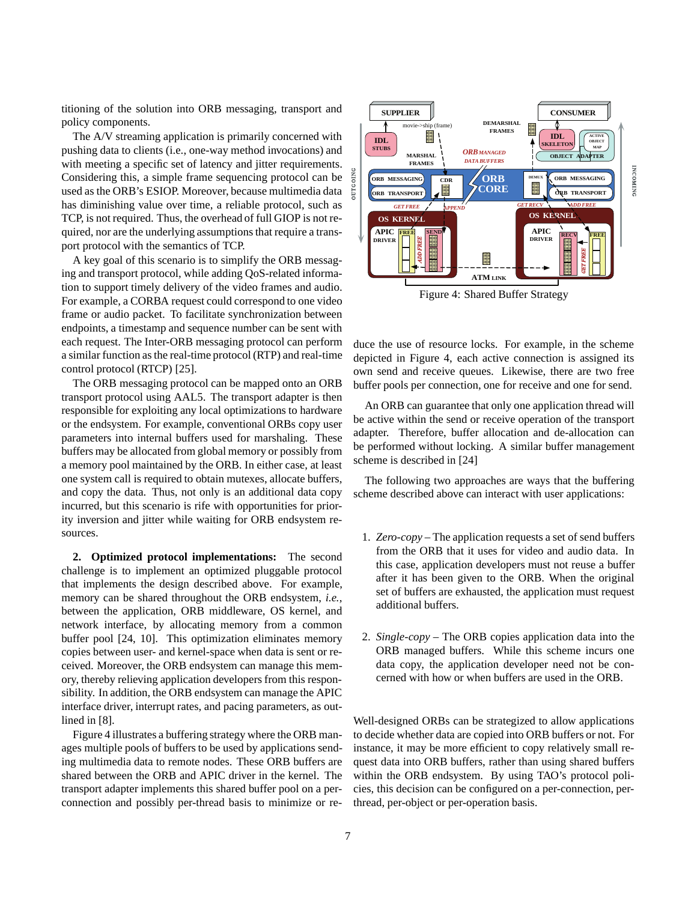titioning of the solution into ORB messaging, transport and policy components.

The A/V streaming application is primarily concerned with pushing data to clients (i.e., one-way method invocations) and with meeting a specific set of latency and jitter requirements. Considering this, a simple frame sequencing protocol can be used as the ORB's ESIOP. Moreover, because multimedia data has diminishing value over time, a reliable protocol, such as TCP, is not required. Thus, the overhead of full GIOP is not required, nor are the underlying assumptions that require a transport protocol with the semantics of TCP.

A key goal of this scenario is to simplify the ORB messaging and transport protocol, while adding QoS-related information to support timely delivery of the video frames and audio. For example, a CORBA request could correspond to one video frame or audio packet. To facilitate synchronization between endpoints, a timestamp and sequence number can be sent with each request. The Inter-ORB messaging protocol can perform a similar function as the real-time protocol (RTP) and real-time control protocol (RTCP) [25].

The ORB messaging protocol can be mapped onto an ORB transport protocol using AAL5. The transport adapter is then responsible for exploiting any local optimizations to hardware or the endsystem. For example, conventional ORBs copy user parameters into internal buffers used for marshaling. These buffers may be allocated from global memory or possibly from a memory pool maintained by the ORB. In either case, at least one system call is required to obtain mutexes, allocate buffers, and copy the data. Thus, not only is an additional data copy incurred, but this scenario is rife with opportunities for priority inversion and jitter while waiting for ORB endsystem resources.

**2. Optimized protocol implementations:** The second challenge is to implement an optimized pluggable protocol that implements the design described above. For example, memory can be shared throughout the ORB endsystem, *i.e.*, between the application, ORB middleware, OS kernel, and network interface, by allocating memory from a common buffer pool [24, 10]. This optimization eliminates memory copies between user- and kernel-space when data is sent or received. Moreover, the ORB endsystem can manage this memory, thereby relieving application developers from this responsibility. In addition, the ORB endsystem can manage the APIC interface driver, interrupt rates, and pacing parameters, as outlined in [8].

Figure 4 illustrates a buffering strategy where the ORB manages multiple pools of buffers to be used by applications sending multimedia data to remote nodes. These ORB buffers are shared between the ORB and APIC driver in the kernel. The transport adapter implements this shared buffer pool on a per-connection and possibly per-thread basis to minimize or reduce the use of resource locks. For example, in the scheme depicted in Figure 4, each active connection is assigned its own send and receive queues. Likewise, there are two free buffer pools per connection, one for receive and one for send.

Figure 4: Shared Buffer Strategy

An ORB can guarantee that only one application thread will be active within the send or receive operation of the transport adapter. Therefore, buffer allocation and de-allocation can be performed without locking. A similar buffer management scheme is described in [24]

The following two approaches are ways that the buffering scheme described above can interact with user applications:

1. *Zero-copy* – The application requests a set of send buffers from the ORB that it uses for video and audio data. In this case, application developers must not reuse a buffer after it has been given to the ORB. When the original set of buffers are exhausted, the application must request additional buffers.

2. *Single-copy* – The ORB copies application data into the ORB managed buffers. While this scheme incurs one data copy, the application developer need not be concerned with how or when buffers are used in the ORB.

Well-designed ORBs can be strategized to allow applications to decide whether data are copied into ORB buffers or not. For instance, it may be more efficient to copy relatively small request data into ORB buffers, rather than using shared buffers within the ORB endsystem. By using TAO's protocol policies, this decision can be configured on a per-connection, per-thread, per-object or per-operation basis.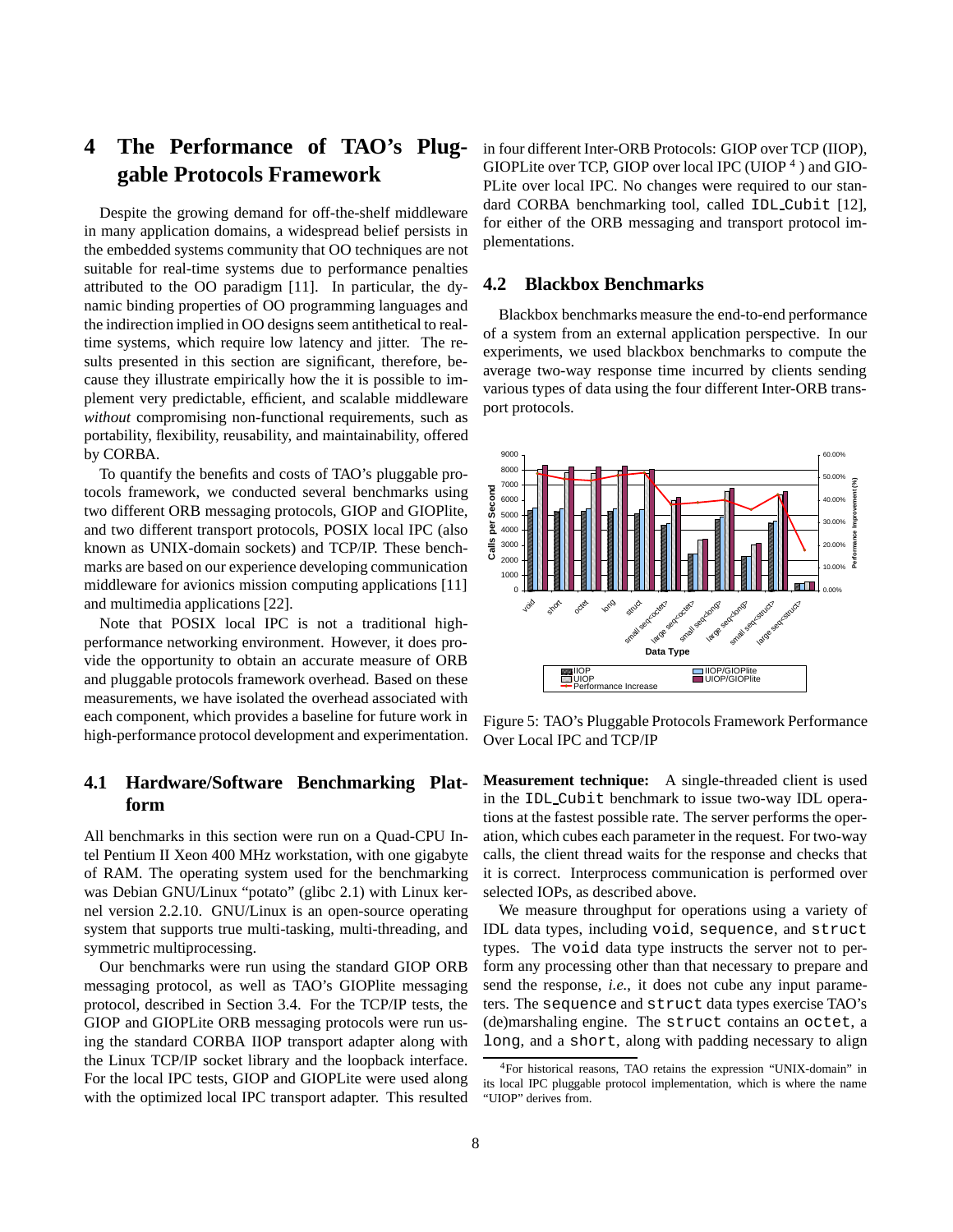## 4 The Performance of TAO's Pluggable Protocols Framework

Despite the growing demand for off-the-shelf middleware in many application domains, a widespread belief persists in the embedded systems community that OO techniques are not suitable for real-time systems due to performance penalties attributed to the OO paradigm [11]. In particular, the dynamic binding properties of OO programming languages and the indirection implied in OO designs seem antithetical to real-time systems, which require low latency and jitter. The results presented in this section are significant, therefore, because they illustrate empirically how the it is possible to implement very predictable, efficient, and scalable middleware *without* compromising non-functional requirements, such as portability, flexibility, reusability, and maintainability, offered by CORBA.

To quantify the benefits and costs of TAO's pluggable protocols framework, we conducted several benchmarks using two different ORB messaging protocols, GIOP and GIOPlite, and two different transport protocols, POSIX local IPC (also known as UNIX-domain sockets) and TCP/IP. These benchmarks are based on our experience developing communication middleware for avionics mission computing applications [11] and multimedia applications [22].

Note that POSIX local IPC is not a traditional high-performance networking environment. However, it does provide the opportunity to obtain an accurate measure of ORB and pluggable protocols framework overhead. Based on these measurements, we have isolated the overhead associated with each component, which provides a baseline for future work in high-performance protocol development and experimentation.

### 4.1 Hardware/Software Benchmarking Platform

All benchmarks in this section were run on a Quad-CPU Intel Pentium II Xeon 400 MHz workstation, with one gigabyte of RAM. The operating system used for the benchmarking was Debian GNU/Linux "potato" (glibc 2.1) with Linux kernel version 2.2.10. GNU/Linux is an open-source operating system that supports true multi-tasking, multi-threading, and symmetric multiprocessing.

Our benchmarks were run using the standard GIOP ORB messaging protocol, as well as TAO's GIOPlite messaging protocol, described in Section 3.4. For the TCP/IP tests, the GIOP and GIOPLite ORB messaging protocols were run using the standard CORBA IIOP transport adapter along with the Linux TCP/IP socket library and the loopback interface. For the local IPC tests, GIOP and GIOPLite were used along with the optimized local IPC transport adapter. This resulted in four different Inter-ORB Protocols: GIOP over TCP (IIOP), GIOPLite over TCP, GIOP over local IPC (UIOP [4]) and GIOPLite over local IPC. No changes were required to our standard CORBA benchmarking tool, called `IDL_Cubit` [12], for either of the ORB messaging and transport protocol implementations.

### 4.2 Blackbox Benchmarks

Blackbox benchmarks measure the end-to-end performance of a system from an external application perspective. In our experiments, we used blackbox benchmarks to compute the average two-way response time incurred by clients sending various types of data using the four different Inter-ORB transport protocols.

Figure 5: TAO's Pluggable Protocols Framework Performance Over Local IPC and TCP/IP

**Measurement technique:** A single-threaded client is used in the `IDL_Cubit` benchmark to issue two-way IDL operations at the fastest possible rate. The server performs the operation, which cubes each parameter in the request. For two-way calls, the client thread waits for the response and checks that it is correct. Interprocess communication is performed over selected IOPs, as described above.

We measure throughput for operations using a variety of IDL data types, including `void`, `sequence`, and `struct` types. The `void` data type instructs the server not to perform any processing other than that necessary to prepare and send the response, *i.e.*, it does not cube any input parameters. The `sequence` and `struct` data types exercise TAO's (de)marshaling engine. The `struct` contains an `octet`, a `long`, and a `short`, along with padding necessary to align

[4] For historical reasons, TAO retains the expression "UNIX-domain" in its local IPC pluggable protocol implementation, which is where the name "UIOP" derives from.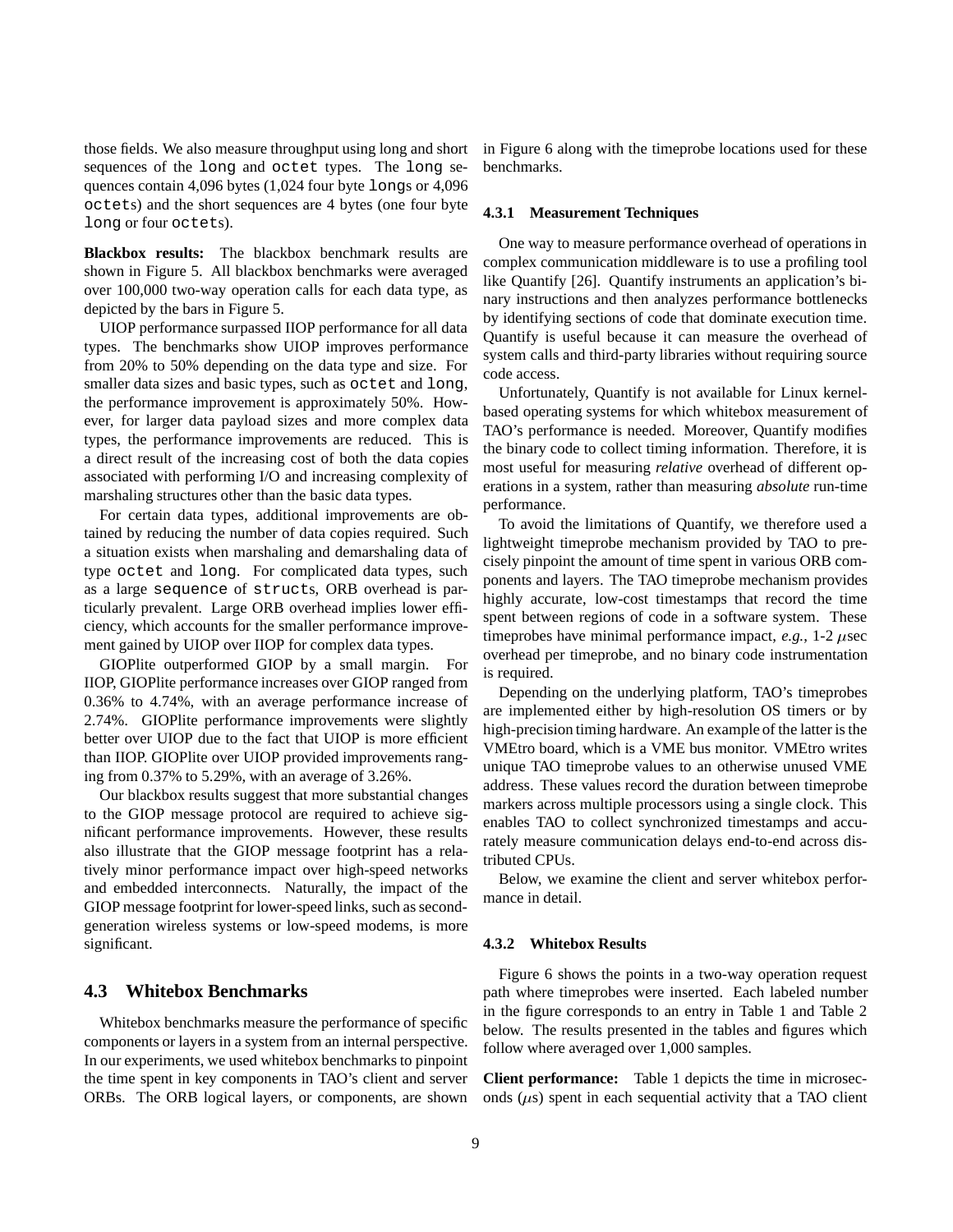those fields. We also measure throughput using long and short sequences of the long and octet types. The long sequences contain 4,096 bytes (1,024 four byte longs or 4,096 octets) and the short sequences are 4 bytes (one four byte long or four octets).

**Blackbox results:** The blackbox benchmark results are shown in Figure 5. All blackbox benchmarks were averaged over 100,000 two-way operation calls for each data type, as depicted by the bars in Figure 5.

UIOP performance surpassed IIOP performance for all data types. The benchmarks show UIOP improves performance from 20% to 50% depending on the data type and size. For smaller data sizes and basic types, such as octet and long, the performance improvement is approximately 50%. However, for larger data payload sizes and more complex data types, the performance improvements are reduced. This is a direct result of the increasing cost of both the data copies associated with performing I/O and increasing complexity of marshaling structures other than the basic data types.

For certain data types, additional improvements are obtained by reducing the number of data copies required. Such a situation exists when marshaling and demarshaling data of type octet and long. For complicated data types, such as a large sequence of structs, ORB overhead is particularly prevalent. Large ORB overhead implies lower efficiency, which accounts for the smaller performance improvement gained by UIOP over IIOP for complex data types.

GIOPlite outperformed GIOP by a small margin. For IIOP, GIOPlite performance increases over GIOP ranged from 0.36% to 4.74%, with an average performance increase of 2.74%. GIOPlite performance improvements were slightly better over UIOP due to the fact that UIOP is more efficient than IIOP. GIOPlite over UIOP provided improvements ranging from 0.37% to 5.29%, with an average of 3.26%.

Our blackbox results suggest that more substantial changes to the GIOP message protocol are required to achieve significant performance improvements. However, these results also illustrate that the GIOP message footprint has a relatively minor performance impact over high-speed networks and embedded interconnects. Naturally, the impact of the GIOP message footprint for lower-speed links, such as second-generation wireless systems or low-speed modems, is more significant.

## 4.3 Whitebox Benchmarks

Whitebox benchmarks measure the performance of specific components or layers in a system from an internal perspective. In our experiments, we used whitebox benchmarks to pinpoint the time spent in key components in TAO's client and server ORBs. The ORB logical layers, or components, are shown in Figure 6 along with the timeprobe locations used for these benchmarks.

### 4.3.1 Measurement Techniques

One way to measure performance overhead of operations in complex communication middleware is to use a profiling tool like Quantify [26]. Quantify instruments an application's binary instructions and then analyzes performance bottlenecks by identifying sections of code that dominate execution time. Quantify is useful because it can measure the overhead of system calls and third-party libraries without requiring source code access.

Unfortunately, Quantify is not available for Linux kernel-based operating systems for which whitebox measurement of TAO's performance is needed. Moreover, Quantify modifies the binary code to collect timing information. Therefore, it is most useful for measuring *relative* overhead of different operations in a system, rather than measuring *absolute* run-time performance.

To avoid the limitations of Quantify, we therefore used a lightweight timeprobe mechanism provided by TAO to precisely pinpoint the amount of time spent in various ORB components and layers. The TAO timeprobe mechanism provides highly accurate, low-cost timestamps that record the time spent between regions of code in a software system. These timeprobes have minimal performance impact, *e.g.*, 1-2 $\mu$sec overhead per timeprobe, and no binary code instrumentation is required.

Depending on the underlying platform, TAO's timeprobes are implemented either by high-resolution OS timers or by high-precision timing hardware. An example of the latter is the VMEtro board, which is a VME bus monitor. VMEtro writes unique TAO timeprobe values to an otherwise unused VME address. These values record the duration between timeprobe markers across multiple processors using a single clock. This enables TAO to collect synchronized timestamps and accurately measure communication delays end-to-end across distributed CPUs.

Below, we examine the client and server whitebox performance in detail.

### 4.3.2 Whitebox Results

Figure 6 shows the points in a two-way operation request path where timeprobes were inserted. Each labeled number in the figure corresponds to an entry in Table 1 and Table 2 below. The results presented in the tables and figures which follow where averaged over 1,000 samples.

**Client performance:** Table 1 depicts the time in microseconds ($\mu$s) spent in each sequential activity that a TAO client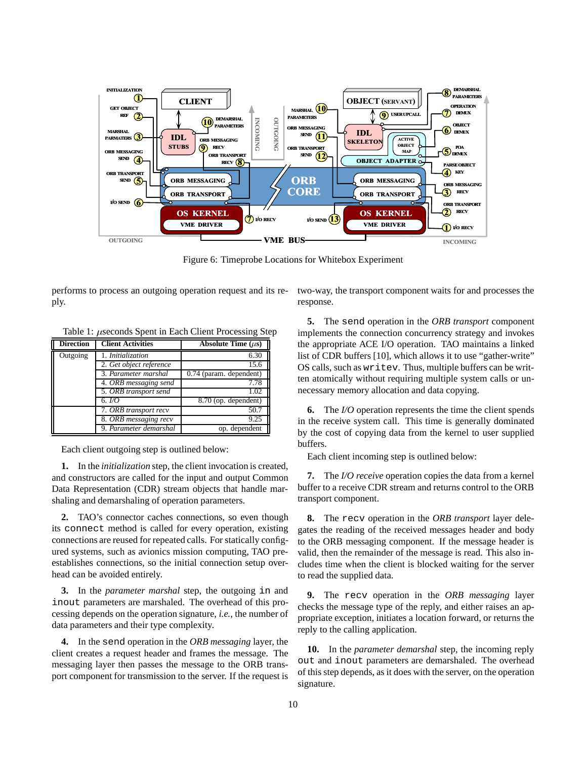Figure 6: Timeprobe Locations for Whitebox Experiment

performs to process an outgoing operation request and its reply.

Table 1: $\mu$seconds Spent in Each Client Processing Step

| Direction | Client Activities | Absolute Time ($\mu$s) |
|---|---|---|
| Outgoing | 1. *Initialization* | 6.30 |
| | 2. *Get object reference* | 15.6 |
| | 3. *Parameter marshal* | 0.74 (param. dependent) |
| | 4. *ORB messaging send* | 7.78 |
| | 5. *ORB transport send* | 1.02 |
| | 6. *I/O* | 8.70 (op. dependent) |
| | 7. *ORB transport recv* | 50.7 |
| | 8. *ORB messaging recv* | 9.25 |
| | 9. *Parameter demarshal* | op. dependent |

Each client outgoing step is outlined below:

**1.** In the *initialization* step, the client invocation is created, and constructors are called for the input and output Common Data Representation (CDR) stream objects that handle marshaling and demarshaling of operation parameters.

**2.** TAO's connector caches connections, so even though its `connect` method is called for every operation, existing connections are reused for repeated calls. For statically configured systems, such as avionics mission computing, TAO preestablishes connections, so the initial connection setup overhead can be avoided entirely.

**3.** In the *parameter marshal* step, the outgoing `in` and `inout` parameters are marshaled. The overhead of this processing depends on the operation signature, *i.e.*, the number of data parameters and their type complexity.

**4.** In the `send` operation in the *ORB messaging* layer, the client creates a request header and frames the message. The messaging layer then passes the message to the ORB transport component for transmission to the server. If the request is two-way, the transport component waits for and processes the response.

**5.** The `send` operation in the *ORB transport* component implements the connection concurrency strategy and invokes the appropriate ACE I/O operation. TAO maintains a linked list of CDR buffers [10], which allows it to use "gather-write" OS calls, such as `writev`. Thus, multiple buffers can be written atomically without requiring multiple system calls or unnecessary memory allocation and data copying.

**6.** The *I/O* operation represents the time the client spends in the receive system call. This time is generally dominated by the cost of copying data from the kernel to user supplied buffers.

Each client incoming step is outlined below:

**7.** The *I/O receive* operation copies the data from a kernel buffer to a receive CDR stream and returns control to the ORB transport component.

**8.** The `recv` operation in the *ORB transport* layer delegates the reading of the received messages header and body to the ORB messaging component. If the message header is valid, then the remainder of the message is read. This also includes time when the client is blocked waiting for the server to read the supplied data.

**9.** The `recv` operation in the *ORB messaging* layer checks the message type of the reply, and either raises an appropriate exception, initiates a location forward, or returns the reply to the calling application.

**10.** In the *parameter demarshal* step, the incoming reply `out` and `inout` parameters are demarshaled. The overhead of this step depends, as it does with the server, on the operation signature.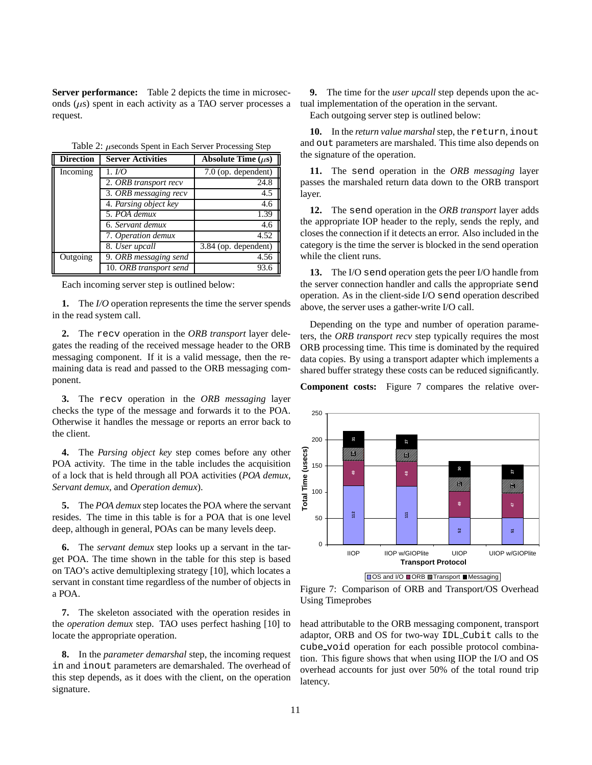**Server performance:** Table 2 depicts the time in microseconds ($\mu$s) spent in each activity as a TAO server processes a request.

Table 2: $\mu$seconds Spent in Each Server Processing Step

| Direction | Server Activities | Absolute Time ($\mu$s) |
|---|---|---|
| Incoming | 1. *I/O* | 7.0 (op. dependent) |
| | 2. *ORB transport recv* | 24.8 |
| | 3. *ORB messaging recv* | 4.5 |
| | 4. *Parsing object key* | 4.6 |
| | 5. *POA demux* | 1.39 |
| | 6. *Servant demux* | 4.6 |
| | 7. *Operation demux* | 4.52 |
| | 8. *User upcall* | 3.84 (op. dependent) |
| Outgoing | 9. *ORB messaging send* | 4.56 |
| | 10. *ORB transport send* | 93.6 |

Each incoming server step is outlined below:

**1.** The *I/O* operation represents the time the server spends in the read system call.

**2.** The `recv` operation in the *ORB transport* layer delegates the reading of the received message header to the ORB messaging component. If it is a valid message, then the remaining data is read and passed to the ORB messaging component.

**3.** The `recv` operation in the *ORB messaging* layer checks the type of the message and forwards it to the POA. Otherwise it handles the message or reports an error back to the client.

**4.** The *Parsing object key* step comes before any other POA activity. The time in the table includes the acquisition of a lock that is held through all POA activities (*POA demux*, *Servant demux*, and *Operation demux*).

**5.** The *POA demux* step locates the POA where the servant resides. The time in this table is for a POA that is one level deep, although in general, POAs can be many levels deep.

**6.** The *servant demux* step looks up a servant in the target POA. The time shown in the table for this step is based on TAO's active demultiplexing strategy [10], which locates a servant in constant time regardless of the number of objects in a POA.

**7.** The skeleton associated with the operation resides in the *operation demux* step. TAO uses perfect hashing [10] to locate the appropriate operation.

**8.** In the *parameter demarshal* step, the incoming request `in` and `inout` parameters are demarshaled. The overhead of this step depends, as it does with the client, on the operation signature.

**9.** The time for the *user upcall* step depends upon the actual implementation of the operation in the servant.

Each outgoing server step is outlined below:

**10.** In the *return value marshal* step, the `return`, `inout` and `out` parameters are marshaled. This time also depends on the signature of the operation.

**11.** The `send` operation in the *ORB messaging* layer passes the marshaled return data down to the ORB transport layer.

**12.** The `send` operation in the *ORB transport* layer adds the appropriate IOP header to the reply, sends the reply, and closes the connection if it detects an error. Also included in the category is the time the server is blocked in the send operation while the client runs.

**13.** The I/O `send` operation gets the peer I/O handle from the server connection handler and calls the appropriate `send` operation. As in the client-side I/O `send` operation described above, the server uses a gather-write I/O call.

Depending on the type and number of operation parameters, the *ORB transport recv* step typically requires the most ORB processing time. This time is dominated by the required data copies. By using a transport adapter which implements a shared buffer strategy these costs can be reduced significantly.

**Component costs:** Figure 7 compares the relative overhead attributable to the ORB messaging component, transport adaptor, ORB and OS for two-way `IDL_Cubit` calls to the `cube_void` operation for each possible protocol combination. This figure shows that when using IIOP the I/O and OS overhead accounts for just over 50% of the total round trip latency.

Figure 7: Comparison of ORB and Transport/OS Overhead Using Timeprobes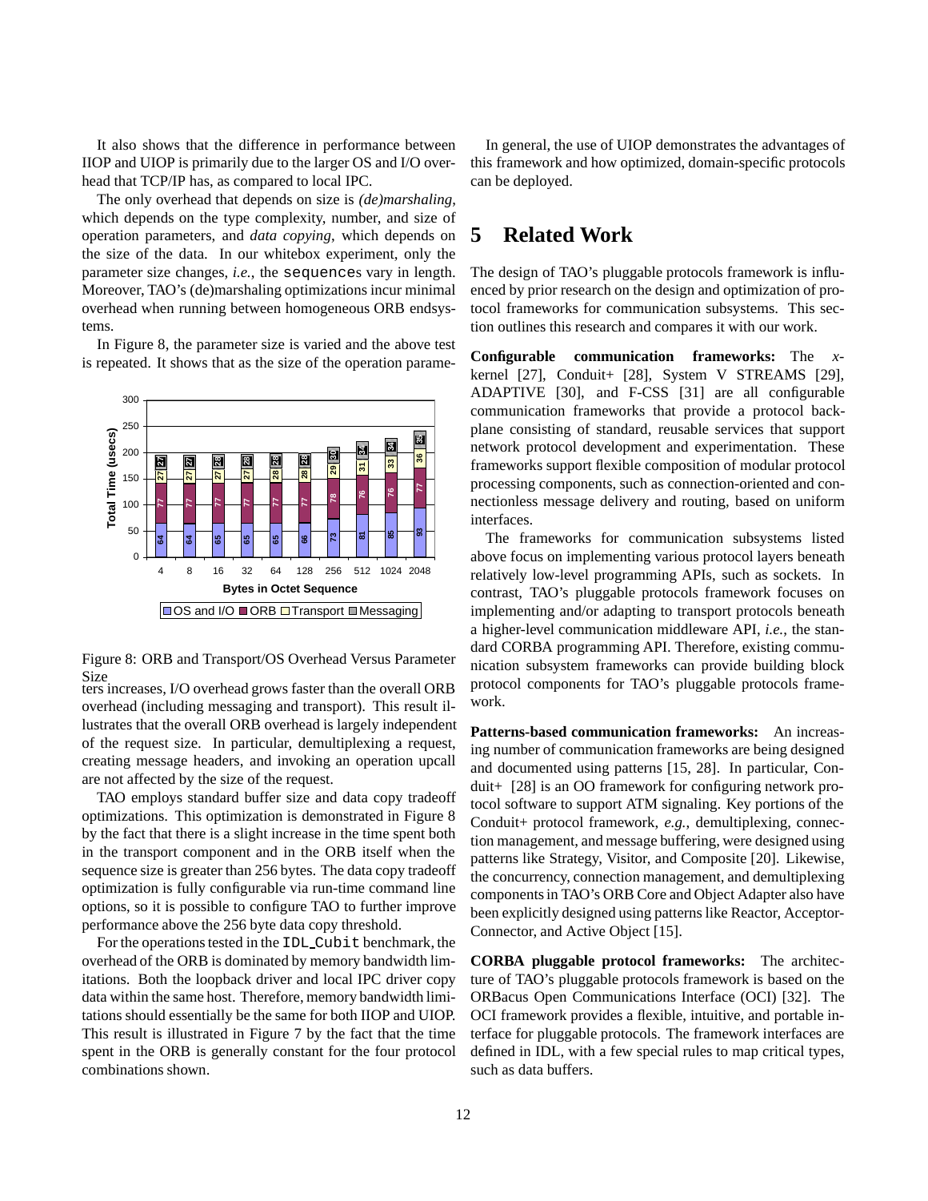It also shows that the difference in performance between IIOP and UIOP is primarily due to the larger OS and I/O overhead that TCP/IP has, as compared to local IPC.

The only overhead that depends on size is *(de)marshaling*, which depends on the type complexity, number, and size of operation parameters, and *data copying*, which depends on the size of the data. In our whitebox experiment, only the parameter size changes, *i.e.*, the `sequence`s vary in length. Moreover, TAO's (de)marshaling optimizations incur minimal overhead when running between homogeneous ORB endsystems.

In Figure 8, the parameter size is varied and the above test is repeated. It shows that as the size of the operation parameters increases, I/O overhead grows faster than the overall ORB overhead (including messaging and transport). This result illustrates that the overall ORB overhead is largely independent of the request size. In particular, demultiplexing a request, creating message headers, and invoking an operation upcall are not affected by the size of the request.

| Bytes in Octet Sequence | OS and I/O | ORB | Transport | Messaging |
|---|---|---|---|---|
| 4 | 64 | 77 | 27 | 27 |
| 8 | 64 | 77 | 27 | 27 |
| 16 | 65 | 77 | 27 | 28 |
| 32 | 65 | 77 | 27 | 28 |
| 64 | 65 | 77 | 28 | 28 |
| 128 | 66 | 77 | 28 | 28 |
| 256 | 73 | 78 | 29 | 30 |
| 512 | 81 | 76 | 31 | 34 |
| 1024 | 85 | 76 | 33 | 34 |
| 2048 | 93 | 77 | 36 | 35 |

Figure 8: ORB and Transport/OS Overhead Versus Parameter Size

TAO employs standard buffer size and data copy tradeoff optimizations. This optimization is demonstrated in Figure 8 by the fact that there is a slight increase in the time spent both in the transport component and in the ORB itself when the sequence size is greater than 256 bytes. The data copy tradeoff optimization is fully configurable via run-time command line options, so it is possible to configure TAO to further improve performance above the 256 byte data copy threshold.

For the operations tested in the `IDL_Cubit` benchmark, the overhead of the ORB is dominated by memory bandwidth limitations. Both the loopback driver and local IPC driver copy data within the same host. Therefore, memory bandwidth limitations should essentially be the same for both IIOP and UIOP. This result is illustrated in Figure 7 by the fact that the time spent in the ORB is generally constant for the four protocol combinations shown.

In general, the use of UIOP demonstrates the advantages of this framework and how optimized, domain-specific protocols can be deployed.

# 5 Related Work

The design of TAO's pluggable protocols framework is influenced by prior research on the design and optimization of protocol frameworks for communication subsystems. This section outlines this research and compares it with our work.

**Configurable communication frameworks:** The *x*-kernel [27], Conduit+ [28], System V STREAMS [29], ADAPTIVE [30], and F-CSS [31] are all configurable communication frameworks that provide a protocol backplane consisting of standard, reusable services that support network protocol development and experimentation. These frameworks support flexible composition of modular protocol processing components, such as connection-oriented and connectionless message delivery and routing, based on uniform interfaces.

The frameworks for communication subsystems listed above focus on implementing various protocol layers beneath relatively low-level programming APIs, such as sockets. In contrast, TAO's pluggable protocols framework focuses on implementing and/or adapting to transport protocols beneath a higher-level communication middleware API, *i.e.*, the standard CORBA programming API. Therefore, existing communication subsystem frameworks can provide building block protocol components for TAO's pluggable protocols framework.

**Patterns-based communication frameworks:** An increasing number of communication frameworks are being designed and documented using patterns [15, 28]. In particular, Conduit+ [28] is an OO framework for configuring network protocol software to support ATM signaling. Key portions of the Conduit+ protocol framework, *e.g.*, demultiplexing, connection management, and message buffering, were designed using patterns like Strategy, Visitor, and Composite [20]. Likewise, the concurrency, connection management, and demultiplexing components in TAO's ORB Core and Object Adapter also have been explicitly designed using patterns like Reactor, Acceptor-Connector, and Active Object [15].

**CORBA pluggable protocol frameworks:** The architecture of TAO's pluggable protocols framework is based on the ORBacus Open Communications Interface (OCI) [32]. The OCI framework provides a flexible, intuitive, and portable interface for pluggable protocols. The framework interfaces are defined in IDL, with a few special rules to map critical types, such as data buffers.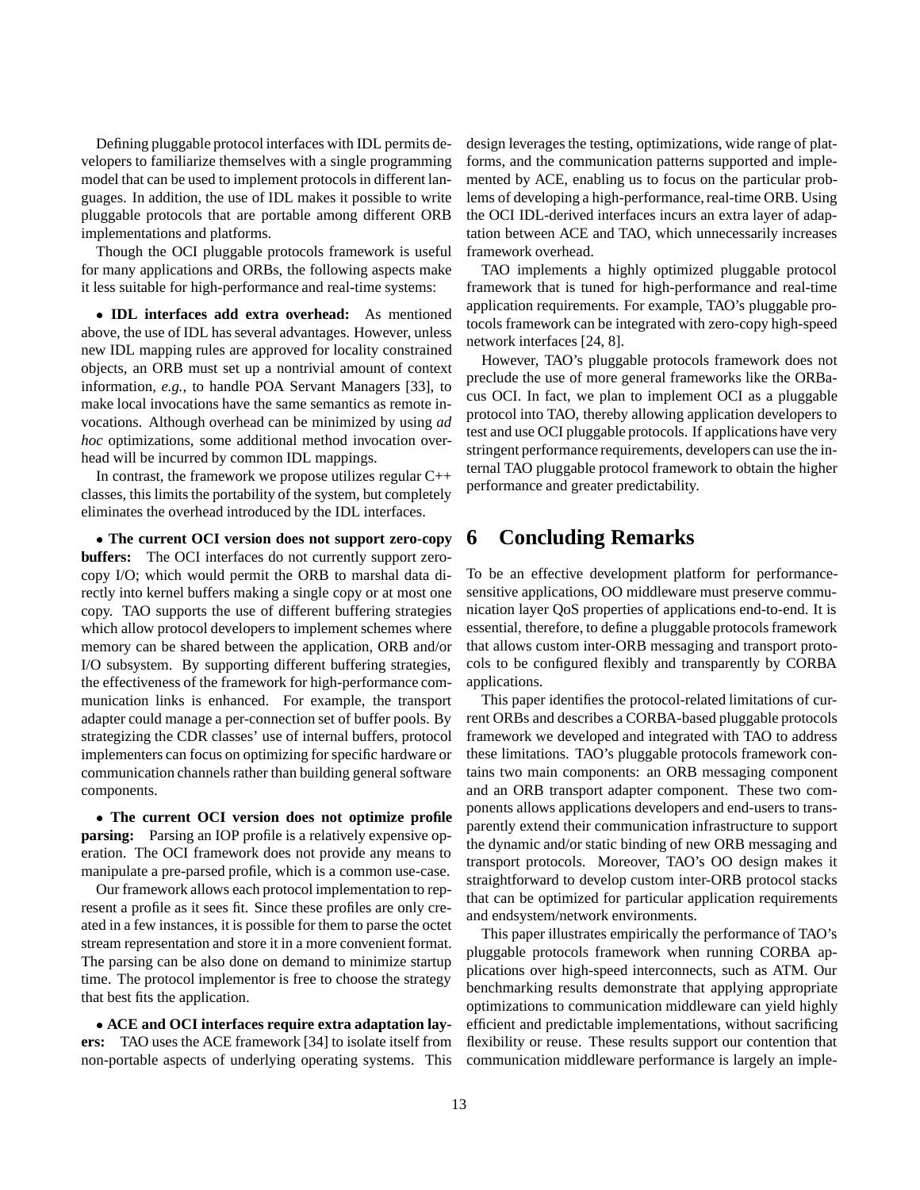Defining pluggable protocol interfaces with IDL permits developers to familiarize themselves with a single programming model that can be used to implement protocols in different languages. In addition, the use of IDL makes it possible to write pluggable protocols that are portable among different ORB implementations and platforms.

Though the OCI pluggable protocols framework is useful for many applications and ORBs, the following aspects make it less suitable for high-performance and real-time systems:

• **IDL interfaces add extra overhead:** As mentioned above, the use of IDL has several advantages. However, unless new IDL mapping rules are approved for locality constrained objects, an ORB must set up a nontrivial amount of context information, *e.g.*, to handle POA Servant Managers [33], to make local invocations have the same semantics as remote invocations. Although overhead can be minimized by using *ad hoc* optimizations, some additional method invocation overhead will be incurred by common IDL mappings.

In contrast, the framework we propose utilizes regular C++ classes, this limits the portability of the system, but completely eliminates the overhead introduced by the IDL interfaces.

• **The current OCI version does not support zero-copy buffers:** The OCI interfaces do not currently support zero-copy I/O; which would permit the ORB to marshal data directly into kernel buffers making a single copy or at most one copy. TAO supports the use of different buffering strategies which allow protocol developers to implement schemes where memory can be shared between the application, ORB and/or I/O subsystem. By supporting different buffering strategies, the effectiveness of the framework for high-performance communication links is enhanced. For example, the transport adapter could manage a per-connection set of buffer pools. By strategizing the CDR classes' use of internal buffers, protocol implementers can focus on optimizing for specific hardware or communication channels rather than building general software components.

• **The current OCI version does not optimize profile parsing:** Parsing an IOP profile is a relatively expensive operation. The OCI framework does not provide any means to manipulate a pre-parsed profile, which is a common use-case.

Our framework allows each protocol implementation to represent a profile as it sees fit. Since these profiles are only created in a few instances, it is possible for them to parse the octet stream representation and store it in a more convenient format. The parsing can be also done on demand to minimize startup time. The protocol implementor is free to choose the strategy that best fits the application.

• **ACE and OCI interfaces require extra adaptation layers:** TAO uses the ACE framework [34] to isolate itself from non-portable aspects of underlying operating systems. This design leverages the testing, optimizations, wide range of platforms, and the communication patterns supported and implemented by ACE, enabling us to focus on the particular problems of developing a high-performance, real-time ORB. Using the OCI IDL-derived interfaces incurs an extra layer of adaptation between ACE and TAO, which unnecessarily increases framework overhead.

TAO implements a highly optimized pluggable protocol framework that is tuned for high-performance and real-time application requirements. For example, TAO's pluggable protocols framework can be integrated with zero-copy high-speed network interfaces [24, 8].

However, TAO's pluggable protocols framework does not preclude the use of more general frameworks like the ORBacus OCI. In fact, we plan to implement OCI as a pluggable protocol into TAO, thereby allowing application developers to test and use OCI pluggable protocols. If applications have very stringent performance requirements, developers can use the internal TAO pluggable protocol framework to obtain the higher performance and greater predictability.

# 6 Concluding Remarks

To be an effective development platform for performance-sensitive applications, OO middleware must preserve communication layer QoS properties of applications end-to-end. It is essential, therefore, to define a pluggable protocols framework that allows custom inter-ORB messaging and transport protocols to be configured flexibly and transparently by CORBA applications.

This paper identifies the protocol-related limitations of current ORBs and describes a CORBA-based pluggable protocols framework we developed and integrated with TAO to address these limitations. TAO's pluggable protocols framework contains two main components: an ORB messaging component and an ORB transport adapter component. These two components allows applications developers and end-users to transparently extend their communication infrastructure to support the dynamic and/or static binding of new ORB messaging and transport protocols. Moreover, TAO's OO design makes it straightforward to develop custom inter-ORB protocol stacks that can be optimized for particular application requirements and endsystem/network environments.

This paper illustrates empirically the performance of TAO's pluggable protocols framework when running CORBA applications over high-speed interconnects, such as ATM. Our benchmarking results demonstrate that applying appropriate optimizations to communication middleware can yield highly efficient and predictable implementations, without sacrificing flexibility or reuse. These results support our contention that communication middleware performance is largely an imple-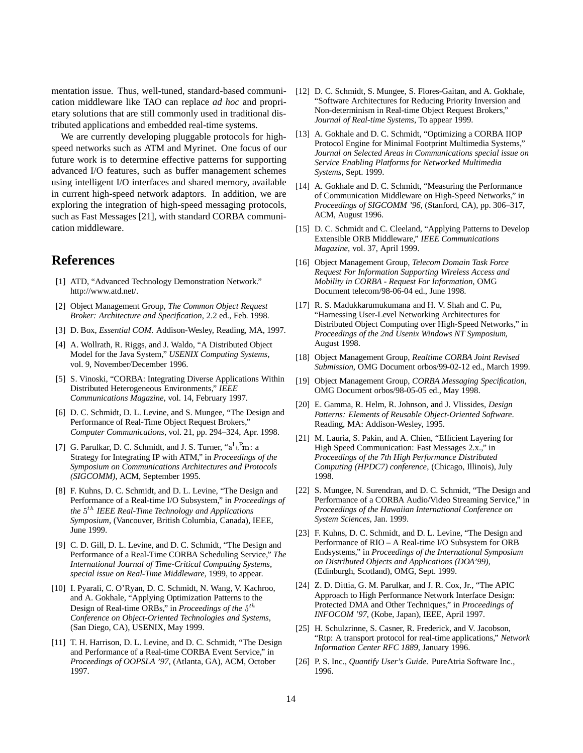mentation issue. Thus, well-tuned, standard-based communication middleware like TAO can replace *ad hoc* and proprietary solutions that are still commonly used in traditional distributed applications and embedded real-time systems.

We are currently developing pluggable protocols for high-speed networks such as ATM and Myrinet. One focus of our future work is to determine effective patterns for supporting advanced I/O features, such as buffer management schemes using intelligent I/O interfaces and shared memory, available in current high-speed network adaptors. In addition, we are exploring the integration of high-speed messaging protocols, such as Fast Messages [21], with standard CORBA communication middleware.

# References

[1] ATD, "Advanced Technology Demonstration Network." http://www.atd.net/.

[2] Object Management Group, *The Common Object Request Broker: Architecture and Specification*, 2.2 ed., Feb. 1998.

[3] D. Box, *Essential COM*. Addison-Wesley, Reading, MA, 1997.

[4] A. Wollrath, R. Riggs, and J. Waldo, "A Distributed Object Model for the Java System," *USENIX Computing Systems*, vol. 9, November/December 1996.

[5] S. Vinoski, "CORBA: Integrating Diverse Applications Within Distributed Heterogeneous Environments," *IEEE Communications Magazine*, vol. 14, February 1997.

[6] D. C. Schmidt, D. L. Levine, and S. Mungee, "The Design and Performance of Real-Time Object Request Brokers," *Computer Communications*, vol. 21, pp. 294–324, Apr. 1998.

[7] G. Parulkar, D. C. Schmidt, and J. S. Turner, "$\mathrm{a^It^Pm}$: a Strategy for Integrating IP with ATM," in *Proceedings of the Symposium on Communications Architectures and Protocols (SIGCOMM)*, ACM, September 1995.

[8] F. Kuhns, D. C. Schmidt, and D. L. Levine, "The Design and Performance of a Real-time I/O Subsystem," in *Proceedings of the $5^{th}$ IEEE Real-Time Technology and Applications Symposium*, (Vancouver, British Columbia, Canada), IEEE, June 1999.

[9] C. D. Gill, D. L. Levine, and D. C. Schmidt, "The Design and Performance of a Real-Time CORBA Scheduling Service," *The International Journal of Time-Critical Computing Systems, special issue on Real-Time Middleware*, 1999, to appear.

[10] I. Pyarali, C. O'Ryan, D. C. Schmidt, N. Wang, V. Kachroo, and A. Gokhale, "Applying Optimization Patterns to the Design of Real-time ORBs," in *Proceedings of the $5^{th}$ Conference on Object-Oriented Technologies and Systems*, (San Diego, CA), USENIX, May 1999.

[11] T. H. Harrison, D. L. Levine, and D. C. Schmidt, "The Design and Performance of a Real-time CORBA Event Service," in *Proceedings of OOPSLA '97*, (Atlanta, GA), ACM, October 1997.

[12] D. C. Schmidt, S. Mungee, S. Flores-Gaitan, and A. Gokhale, "Software Architectures for Reducing Priority Inversion and Non-determinism in Real-time Object Request Brokers," *Journal of Real-time Systems*, To appear 1999.

[13] A. Gokhale and D. C. Schmidt, "Optimizing a CORBA IIOP Protocol Engine for Minimal Footprint Multimedia Systems," *Journal on Selected Areas in Communications special issue on Service Enabling Platforms for Networked Multimedia Systems*, Sept. 1999.

[14] A. Gokhale and D. C. Schmidt, "Measuring the Performance of Communication Middleware on High-Speed Networks," in *Proceedings of SIGCOMM '96*, (Stanford, CA), pp. 306–317, ACM, August 1996.

[15] D. C. Schmidt and C. Cleeland, "Applying Patterns to Develop Extensible ORB Middleware," *IEEE Communications Magazine*, vol. 37, April 1999.

[16] Object Management Group, *Telecom Domain Task Force Request For Information Supporting Wireless Access and Mobility in CORBA - Request For Information*, OMG Document telecom/98-06-04 ed., June 1998.

[17] R. S. Madukkarumukumana and H. V. Shah and C. Pu, "Harnessing User-Level Networking Architectures for Distributed Object Computing over High-Speed Networks," in *Proceedings of the 2nd Usenix Windows NT Symposium*, August 1998.

[18] Object Management Group, *Realtime CORBA Joint Revised Submission*, OMG Document orbos/99-02-12 ed., March 1999.

[19] Object Management Group, *CORBA Messaging Specification*, OMG Document orbos/98-05-05 ed., May 1998.

[20] E. Gamma, R. Helm, R. Johnson, and J. Vlissides, *Design Patterns: Elements of Reusable Object-Oriented Software*. Reading, MA: Addison-Wesley, 1995.

[21] M. Lauria, S. Pakin, and A. Chien, "Efficient Layering for High Speed Communication: Fast Messages 2.x.," in *Proceedings of the 7th High Performance Distributed Computing (HPDC7) conference*, (Chicago, Illinois), July 1998.

[22] S. Mungee, N. Surendran, and D. C. Schmidt, "The Design and Performance of a CORBA Audio/Video Streaming Service," in *Proceedings of the Hawaiian International Conference on System Sciences*, Jan. 1999.

[23] F. Kuhns, D. C. Schmidt, and D. L. Levine, "The Design and Performance of RIO – A Real-time I/O Subsystem for ORB Endsystems," in *Proceedings of the International Symposium on Distributed Objects and Applications (DOA'99)*, (Edinburgh, Scotland), OMG, Sept. 1999.

[24] Z. D. Dittia, G. M. Parulkar, and J. R. Cox, Jr., "The APIC Approach to High Performance Network Interface Design: Protected DMA and Other Techniques," in *Proceedings of INFOCOM '97*, (Kobe, Japan), IEEE, April 1997.

[25] H. Schulzrinne, S. Casner, R. Frederick, and V. Jacobson, "Rtp: A transport protocol for real-time applications," *Network Information Center RFC 1889*, January 1996.

[26] P. S. Inc., *Quantify User's Guide*. PureAtria Software Inc., 1996.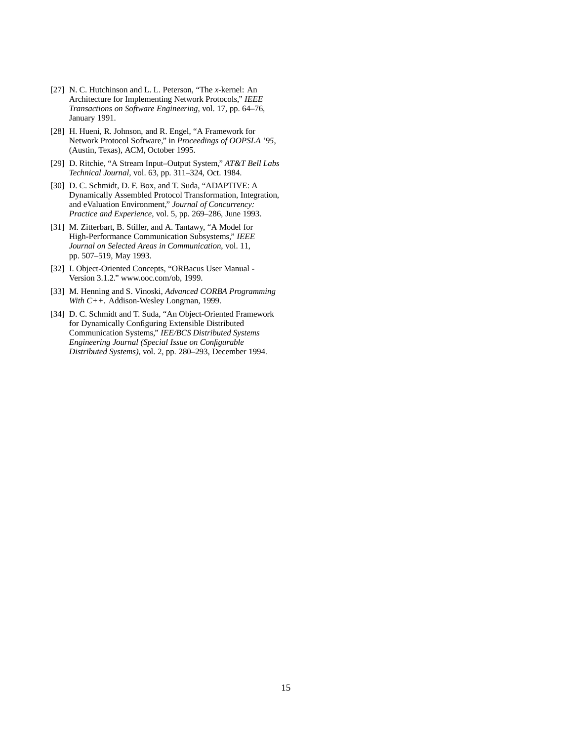[27] N. C. Hutchinson and L. L. Peterson, "The *x*-kernel: An Architecture for Implementing Network Protocols," *IEEE Transactions on Software Engineering*, vol. 17, pp. 64–76, January 1991.

[28] H. Hueni, R. Johnson, and R. Engel, "A Framework for Network Protocol Software," in *Proceedings of OOPSLA '95*, (Austin, Texas), ACM, October 1995.

[29] D. Ritchie, "A Stream Input–Output System," *AT&T Bell Labs Technical Journal*, vol. 63, pp. 311–324, Oct. 1984.

[30] D. C. Schmidt, D. F. Box, and T. Suda, "ADAPTIVE: A Dynamically Assembled Protocol Transformation, Integration, and eValuation Environment," *Journal of Concurrency: Practice and Experience*, vol. 5, pp. 269–286, June 1993.

[31] M. Zitterbart, B. Stiller, and A. Tantawy, "A Model for High-Performance Communication Subsystems," *IEEE Journal on Selected Areas in Communication*, vol. 11, pp. 507–519, May 1993.

[32] I. Object-Oriented Concepts, "ORBacus User Manual - Version 3.1.2." www.ooc.com/ob, 1999.

[33] M. Henning and S. Vinoski, *Advanced CORBA Programming With C++*. Addison-Wesley Longman, 1999.

[34] D. C. Schmidt and T. Suda, "An Object-Oriented Framework for Dynamically Configuring Extensible Distributed Communication Systems," *IEE/BCS Distributed Systems Engineering Journal (Special Issue on Configurable Distributed Systems)*, vol. 2, pp. 280–293, December 1994.